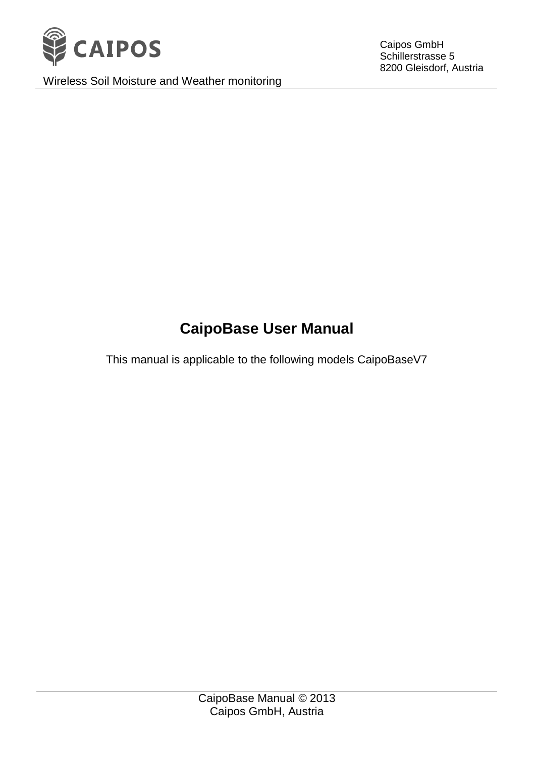CAIPOS

Wireless Soil Moisture and Weather monitoring

Caipos GmbH
Schillerstrasse 5
8200 Gleisdorf, Austria

# CaipoBase User Manual

This manual is applicable to the following models CaipoBaseV7

CaipoBase Manual © 2013
Caipos GmbH, Austria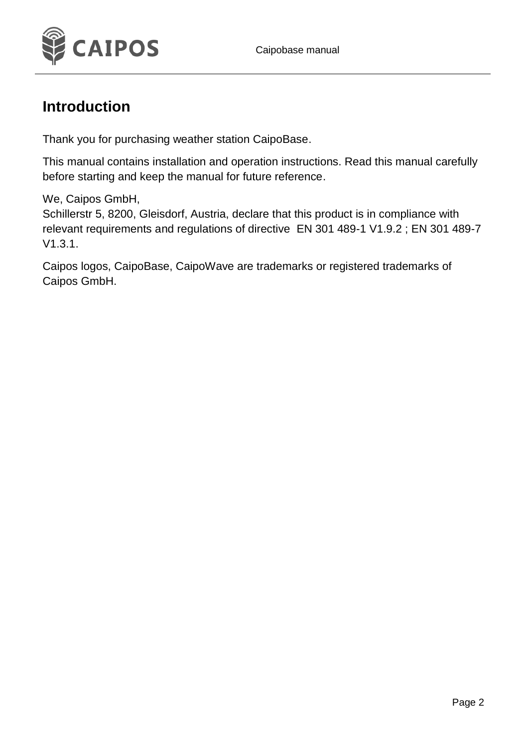# Introduction

Thank you for purchasing weather station CaipoBase.

This manual contains installation and operation instructions. Read this manual carefully before starting and keep the manual for future reference.

We, Caipos GmbH,
Schillerstr 5, 8200, Gleisdorf, Austria, declare that this product is in compliance with relevant requirements and regulations of directive EN 301 489-1 V1.9.2 ; EN 301 489-7 V1.3.1.

Caipos logos, CaipoBase, CaipoWave are trademarks or registered trademarks of Caipos GmbH.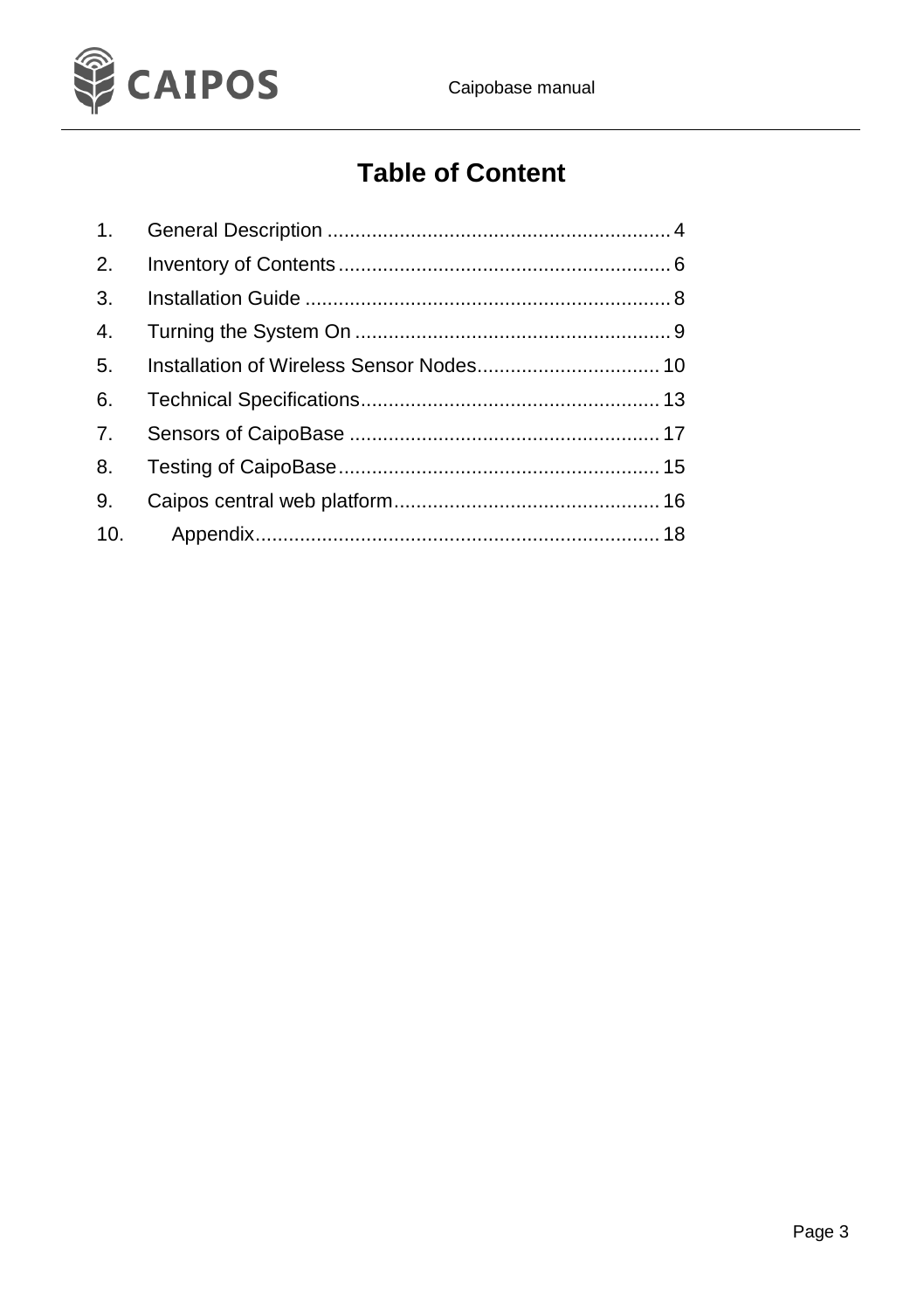# Table of Content

1. General Description ............................................................. 4
2. Inventory of Contents ........................................................... 6
3. Installation Guide ................................................................. 8
4. Turning the System On ......................................................... 9
5. Installation of Wireless Sensor Nodes ................................. 10
6. Technical Specifications ...................................................... 13
7. Sensors of CaipoBase ......................................................... 17
8. Testing of CaipoBase .......................................................... 15
9. Caipos central web platform ................................................ 16
10. Appendix ........................................................................... 18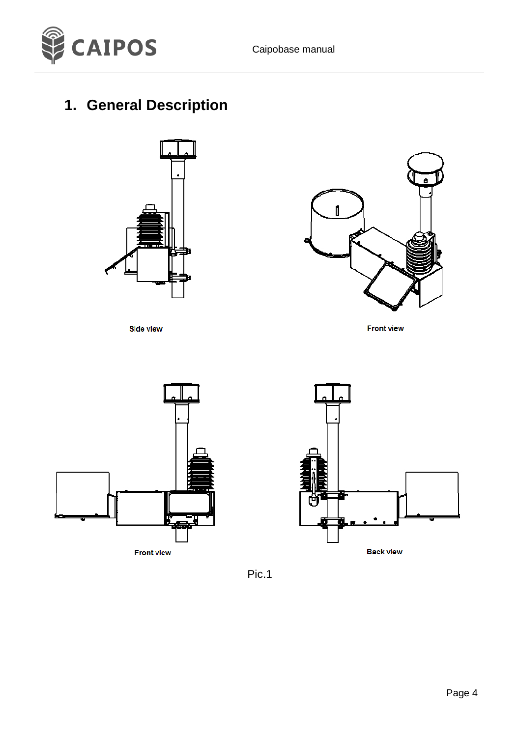# 1. General Description

Side view

Front view

Front view

Back view

Pic.1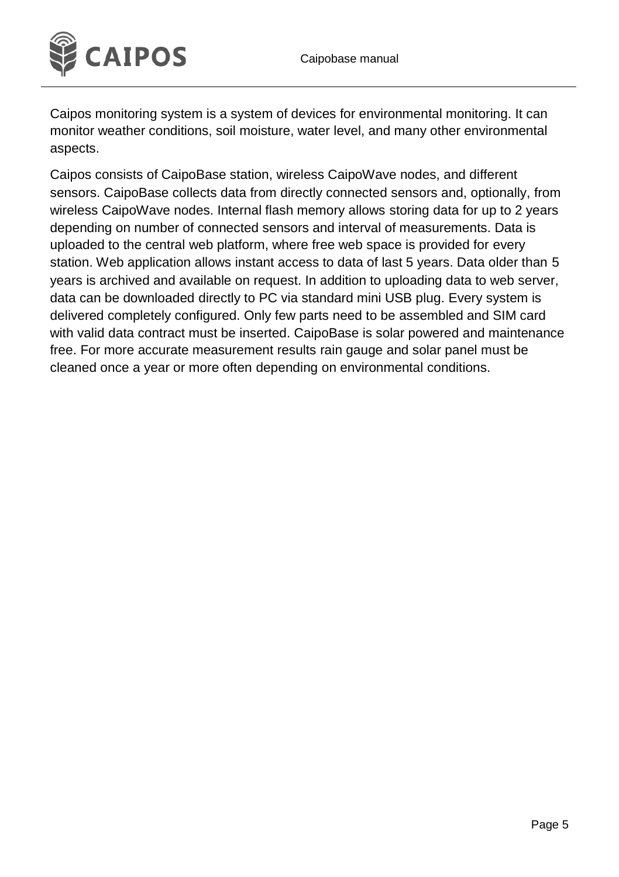Caipos monitoring system is a system of devices for environmental monitoring. It can monitor weather conditions, soil moisture, water level, and many other environmental aspects.

Caipos consists of CaipoBase station, wireless CaipoWave nodes, and different sensors. CaipoBase collects data from directly connected sensors and, optionally, from wireless CaipoWave nodes. Internal flash memory allows storing data for up to 2 years depending on number of connected sensors and interval of measurements. Data is uploaded to the central web platform, where free web space is provided for every station. Web application allows instant access to data of last 5 years. Data older than 5 years is archived and available on request. In addition to uploading data to web server, data can be downloaded directly to PC via standard mini USB plug. Every system is delivered completely configured. Only few parts need to be assembled and SIM card with valid data contract must be inserted. CaipoBase is solar powered and maintenance free. For more accurate measurement results rain gauge and solar panel must be cleaned once a year or more often depending on environmental conditions.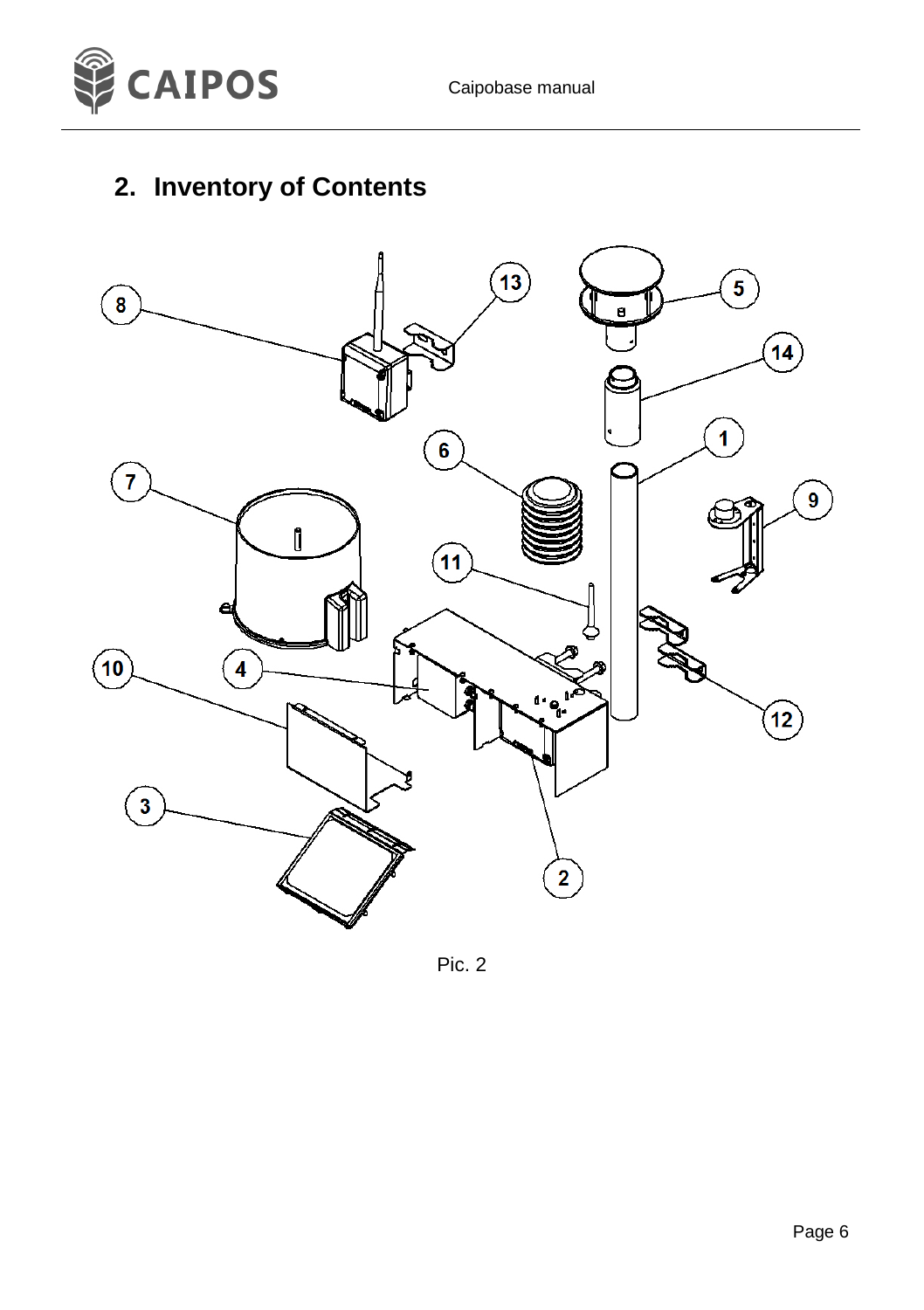## 2. Inventory of Contents

Pic. 2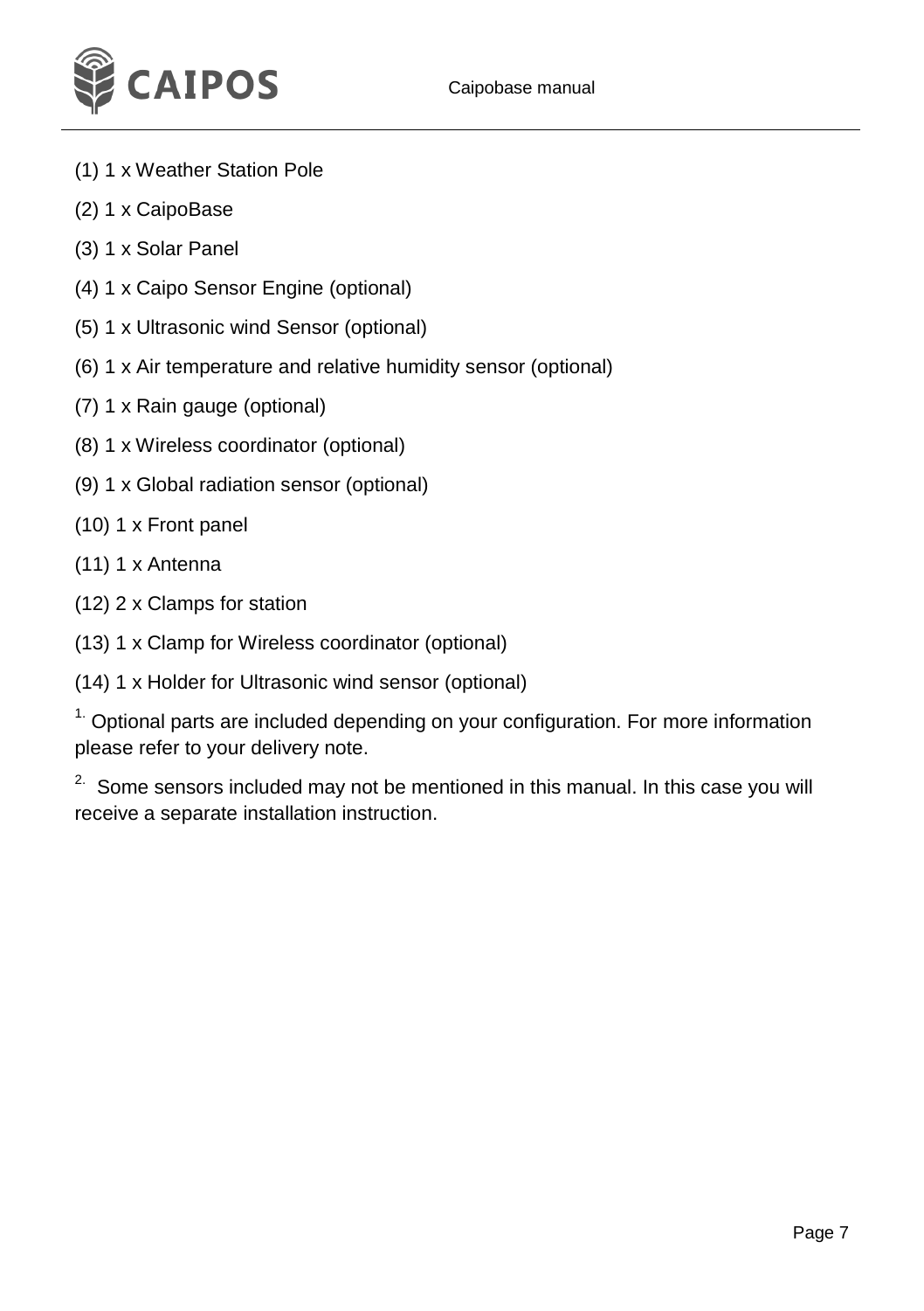(1) 1 x Weather Station Pole

(2) 1 x CaipoBase

(3) 1 x Solar Panel

(4) 1 x Caipo Sensor Engine (optional)

(5) 1 x Ultrasonic wind Sensor (optional)

(6) 1 x Air temperature and relative humidity sensor (optional)

(7) 1 x Rain gauge (optional)

(8) 1 x Wireless coordinator (optional)

(9) 1 x Global radiation sensor (optional)

(10) 1 x Front panel

(11) 1 x Antenna

(12) 2 x Clamps for station

(13) 1 x Clamp for Wireless coordinator (optional)

(14) 1 x Holder for Ultrasonic wind sensor (optional)

[1.] Optional parts are included depending on your configuration. For more information please refer to your delivery note.

[2.] Some sensors included may not be mentioned in this manual. In this case you will receive a separate installation instruction.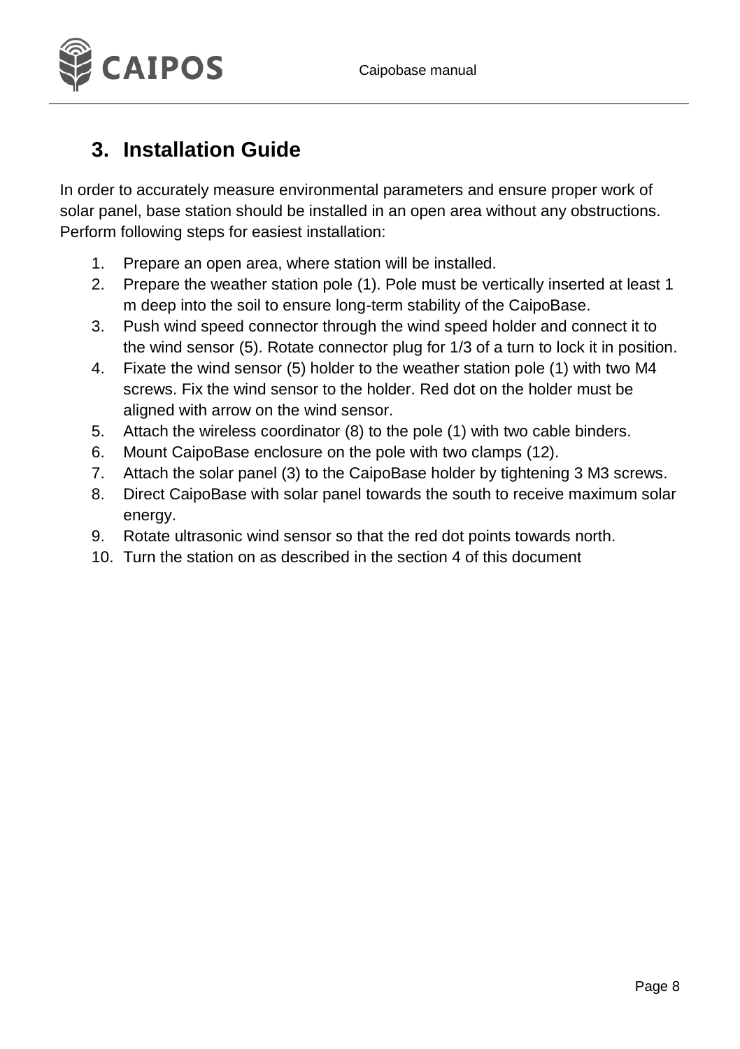## 3. Installation Guide

In order to accurately measure environmental parameters and ensure proper work of solar panel, base station should be installed in an open area without any obstructions. Perform following steps for easiest installation:

1. Prepare an open area, where station will be installed.
2. Prepare the weather station pole (1). Pole must be vertically inserted at least 1 m deep into the soil to ensure long-term stability of the CaipoBase.
3. Push wind speed connector through the wind speed holder and connect it to the wind sensor (5). Rotate connector plug for 1/3 of a turn to lock it in position.
4. Fixate the wind sensor (5) holder to the weather station pole (1) with two M4 screws. Fix the wind sensor to the holder. Red dot on the holder must be aligned with arrow on the wind sensor.
5. Attach the wireless coordinator (8) to the pole (1) with two cable binders.
6. Mount CaipoBase enclosure on the pole with two clamps (12).
7. Attach the solar panel (3) to the CaipoBase holder by tightening 3 M3 screws.
8. Direct CaipoBase with solar panel towards the south to receive maximum solar energy.
9. Rotate ultrasonic wind sensor so that the red dot points towards north.
10. Turn the station on as described in the section 4 of this document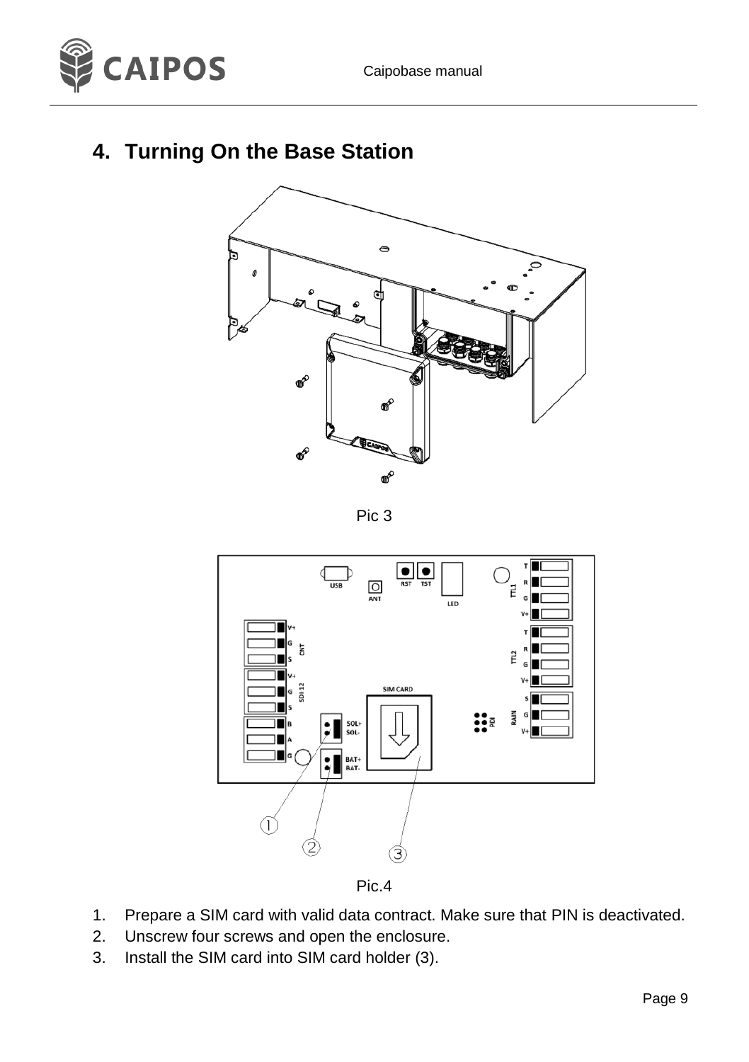# 4. Turning On the Base Station

Pic 3

Pic.4

1. Prepare a SIM card with valid data contract. Make sure that PIN is deactivated.
2. Unscrew four screws and open the enclosure.
3. Install the SIM card into SIM card holder (3).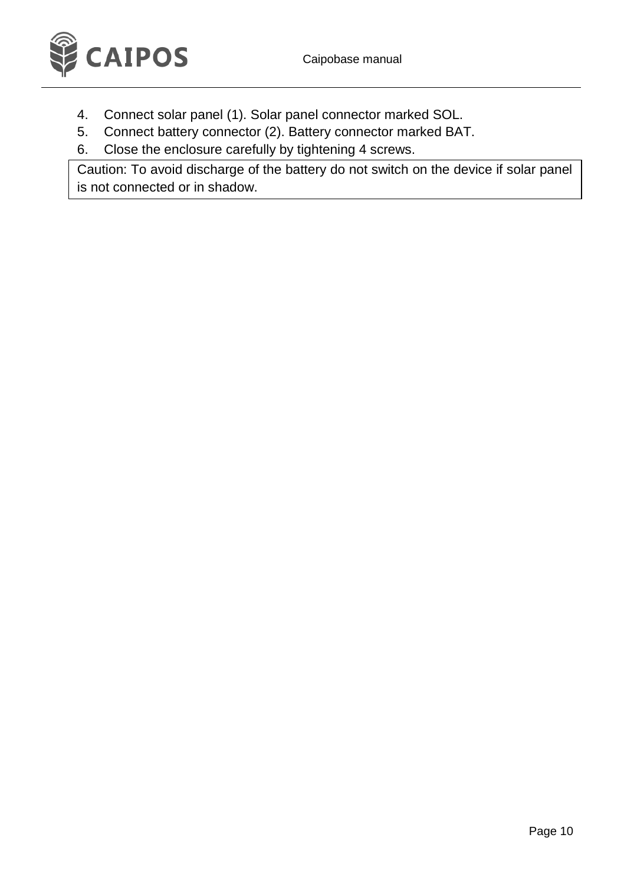4. Connect solar panel (1). Solar panel connector marked SOL.
5. Connect battery connector (2). Battery connector marked BAT.
6. Close the enclosure carefully by tightening 4 screws.

| Caution: To avoid discharge of the battery do not switch on the device if solar panel is not connected or in shadow. |
|---|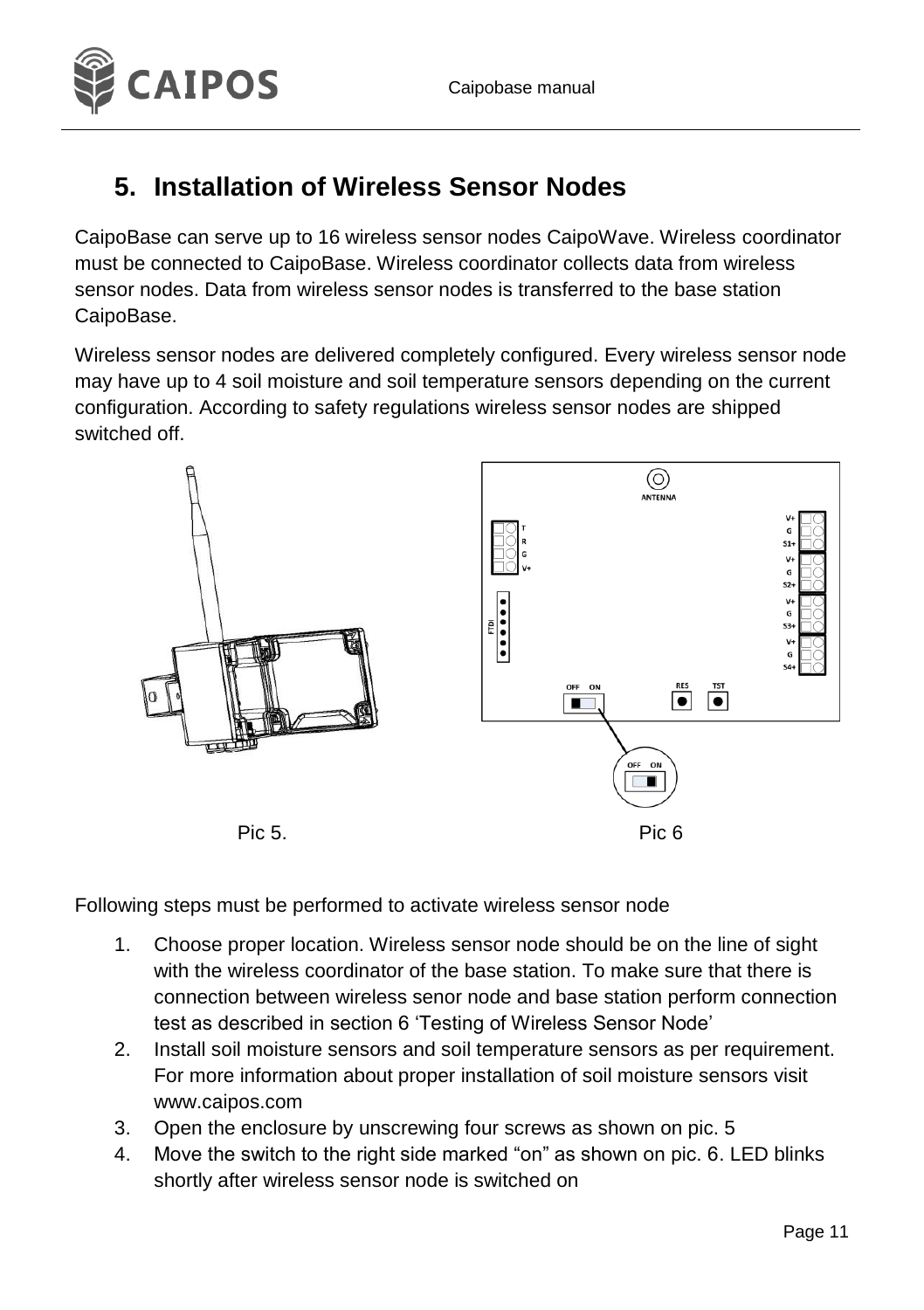# 5. Installation of Wireless Sensor Nodes

CaipoBase can serve up to 16 wireless sensor nodes CaipoWave. Wireless coordinator must be connected to CaipoBase. Wireless coordinator collects data from wireless sensor nodes. Data from wireless sensor nodes is transferred to the base station CaipoBase.

Wireless sensor nodes are delivered completely configured. Every wireless sensor node may have up to 4 soil moisture and soil temperature sensors depending on the current configuration. According to safety regulations wireless sensor nodes are shipped switched off.

Pic 5. Pic 6

Following steps must be performed to activate wireless sensor node

1. Choose proper location. Wireless sensor node should be on the line of sight with the wireless coordinator of the base station. To make sure that there is connection between wireless senor node and base station perform connection test as described in section 6 'Testing of Wireless Sensor Node'
2. Install soil moisture sensors and soil temperature sensors as per requirement. For more information about proper installation of soil moisture sensors visit www.caipos.com
3. Open the enclosure by unscrewing four screws as shown on pic. 5
4. Move the switch to the right side marked "on" as shown on pic. 6. LED blinks shortly after wireless sensor node is switched on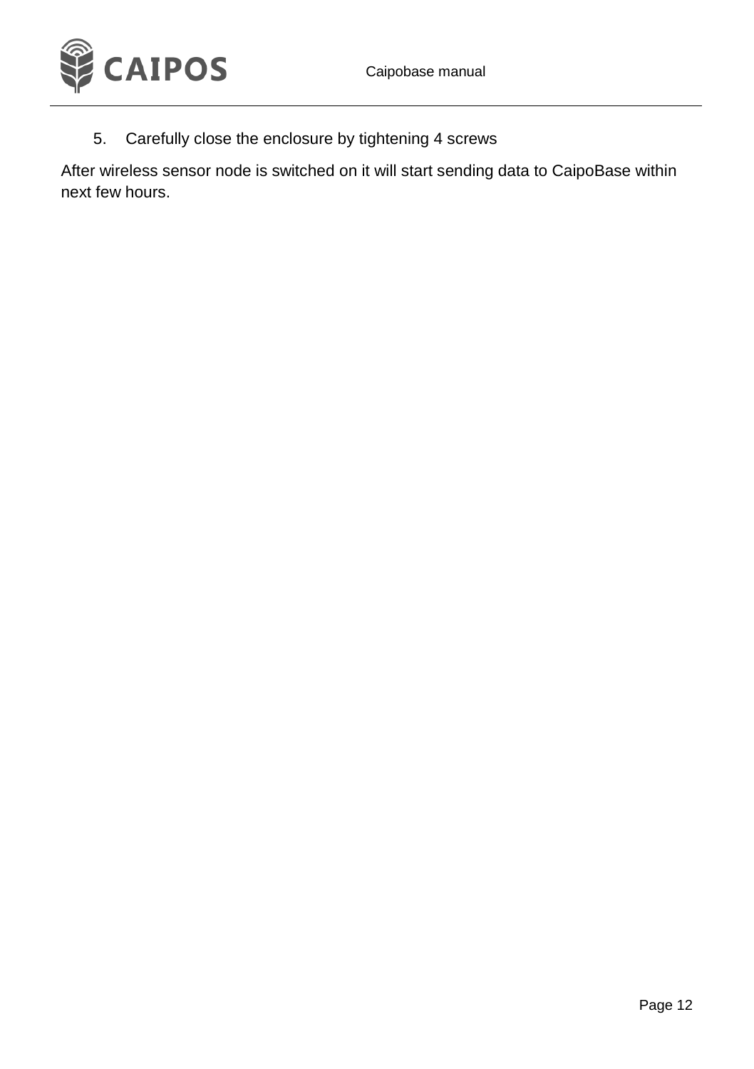5. Carefully close the enclosure by tightening 4 screws

After wireless sensor node is switched on it will start sending data to CaipoBase within next few hours.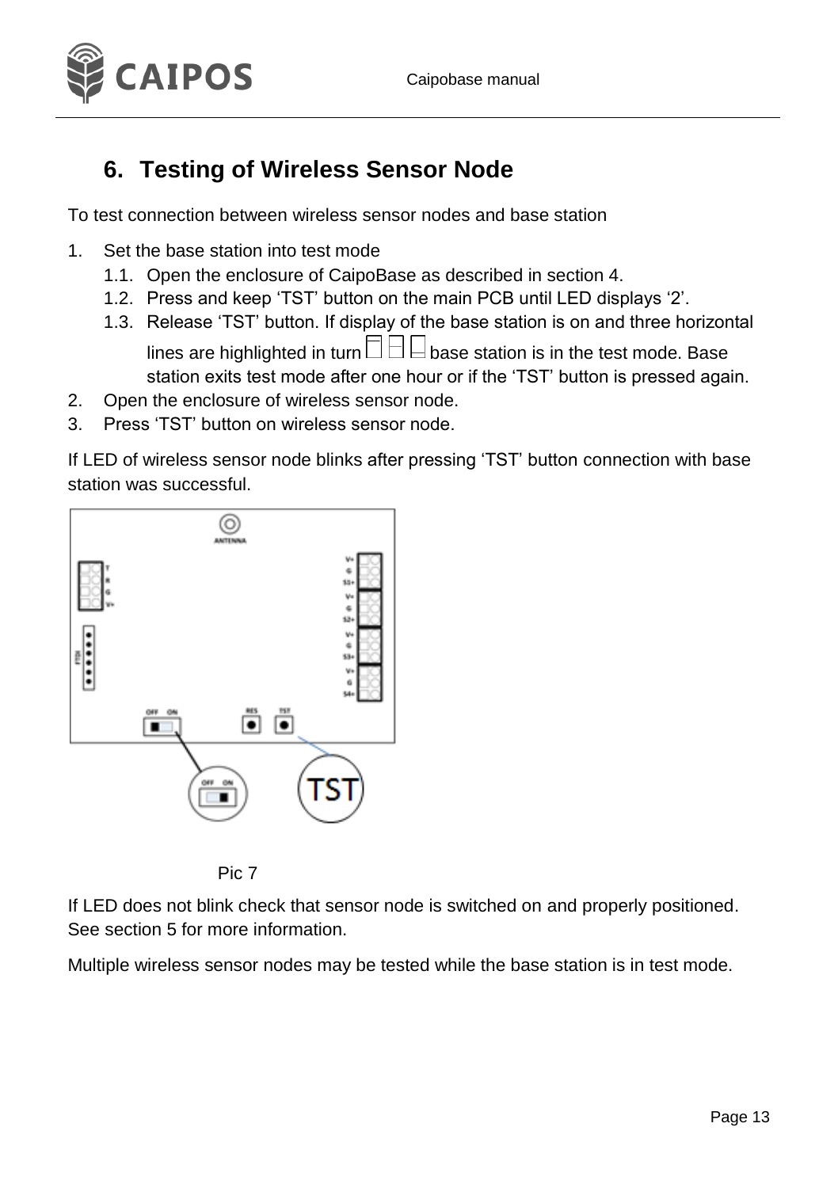## 6. Testing of Wireless Sensor Node

To test connection between wireless sensor nodes and base station

1. Set the base station into test mode
   1.1. Open the enclosure of CaipoBase as described in section 4.
   1.2. Press and keep 'TST' button on the main PCB until LED displays '2'.
   1.3. Release 'TST' button. If display of the base station is on and three horizontal lines are highlighted in turn base station is in the test mode. Base station exits test mode after one hour or if the 'TST' button is pressed again.
2. Open the enclosure of wireless sensor node.
3. Press 'TST' button on wireless sensor node.

If LED of wireless sensor node blinks after pressing 'TST' button connection with base station was successful.

Pic 7

If LED does not blink check that sensor node is switched on and properly positioned. See section 5 for more information.

Multiple wireless sensor nodes may be tested while the base station is in test mode.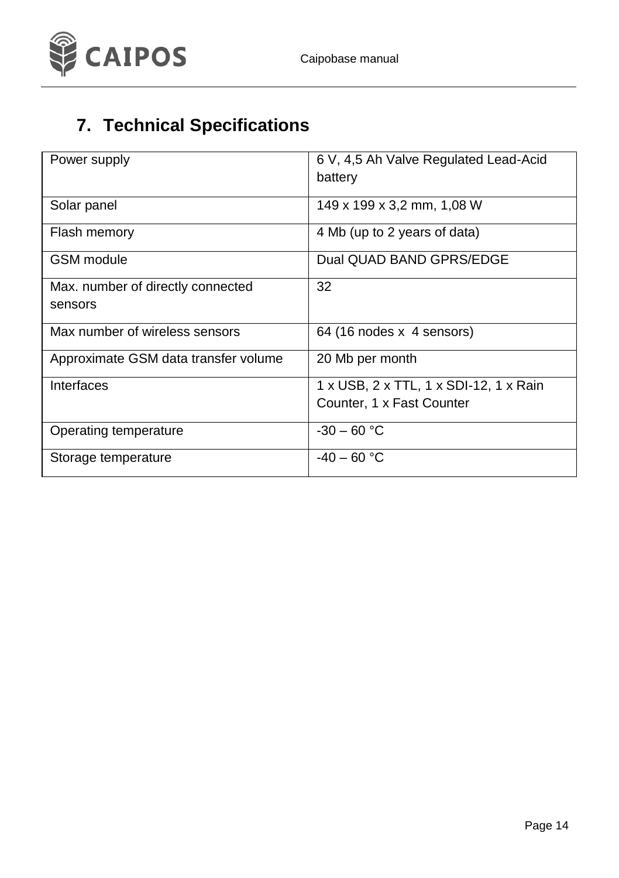## 7. Technical Specifications

| | |
|---|---|
| Power supply | 6 V, 4,5 Ah Valve Regulated Lead-Acid battery |
| Solar panel | 149 x 199 x 3,2 mm, 1,08 W |
| Flash memory | 4 Mb (up to 2 years of data) |
| GSM module | Dual QUAD BAND GPRS/EDGE |
| Max. number of directly connected sensors | 32 |
| Max number of wireless sensors | 64 (16 nodes x 4 sensors) |
| Approximate GSM data transfer volume | 20 Mb per month |
| Interfaces | 1 x USB, 2 x TTL, 1 x SDI-12, 1 x Rain Counter, 1 x Fast Counter |
| Operating temperature | -30 – 60 °C |
| Storage temperature | -40 – 60 °C |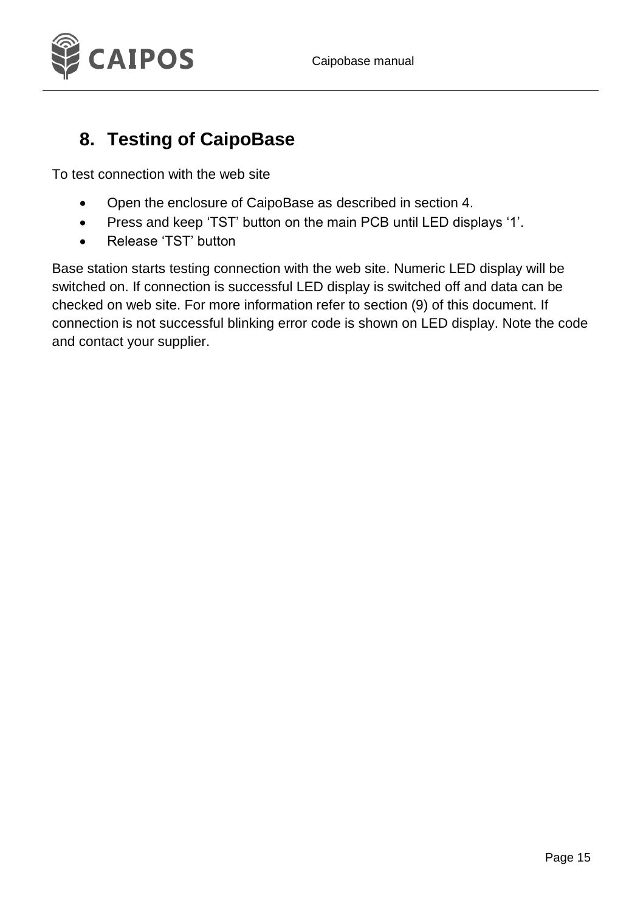## 8. Testing of CaipoBase

To test connection with the web site

- Open the enclosure of CaipoBase as described in section 4.
- Press and keep 'TST' button on the main PCB until LED displays '1'.
- Release 'TST' button

Base station starts testing connection with the web site. Numeric LED display will be switched on. If connection is successful LED display is switched off and data can be checked on web site. For more information refer to section (9) of this document. If connection is not successful blinking error code is shown on LED display. Note the code and contact your supplier.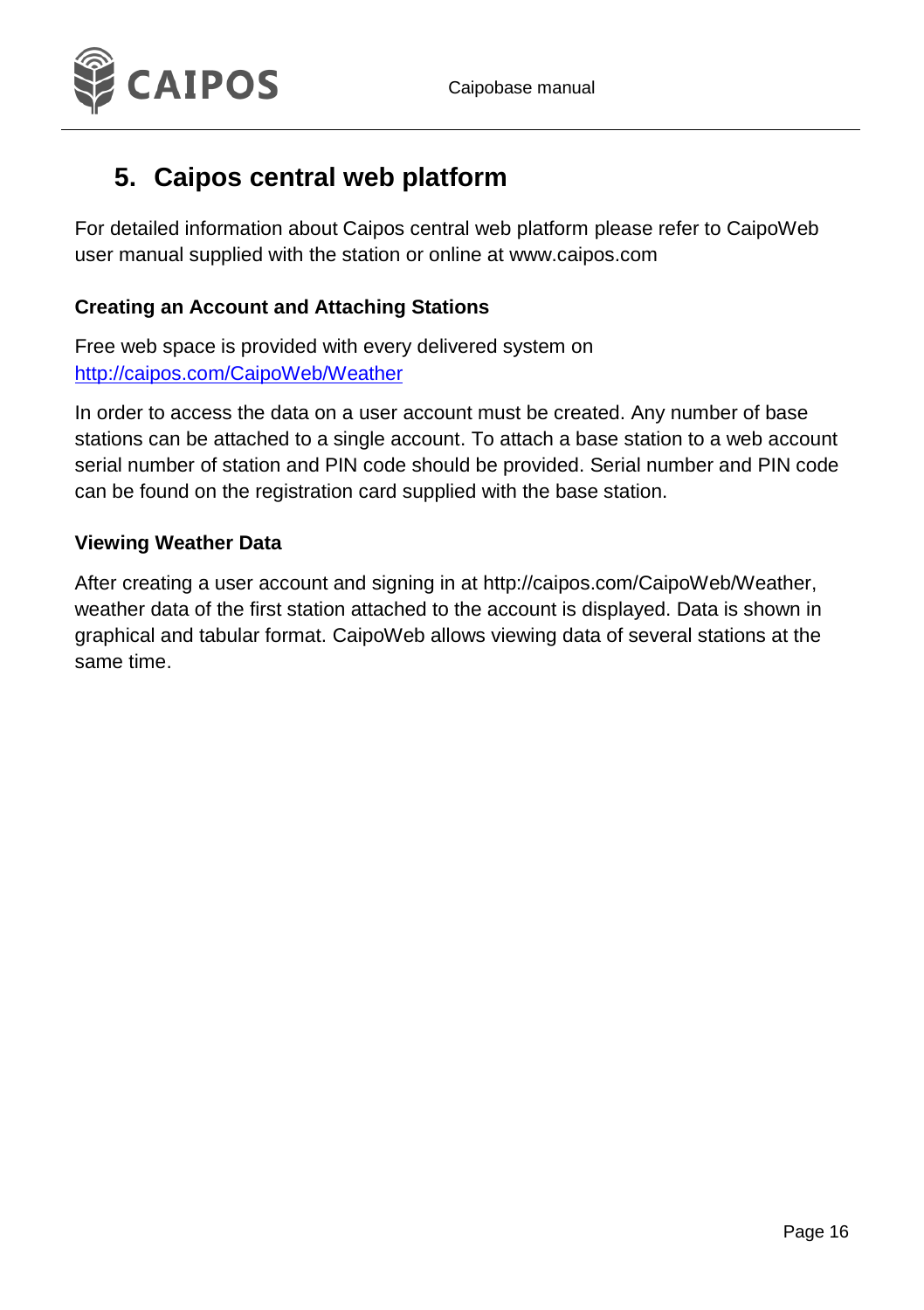# 5. Caipos central web platform

For detailed information about Caipos central web platform please refer to CaipoWeb user manual supplied with the station or online at www.caipos.com

### Creating an Account and Attaching Stations

Free web space is provided with every delivered system on [http://caipos.com/CaipoWeb/Weather](http://caipos.com/CaipoWeb/Weather)

In order to access the data on a user account must be created. Any number of base stations can be attached to a single account. To attach a base station to a web account serial number of station and PIN code should be provided. Serial number and PIN code can be found on the registration card supplied with the base station.

### Viewing Weather Data

After creating a user account and signing in at http://caipos.com/CaipoWeb/Weather, weather data of the first station attached to the account is displayed. Data is shown in graphical and tabular format. CaipoWeb allows viewing data of several stations at the same time.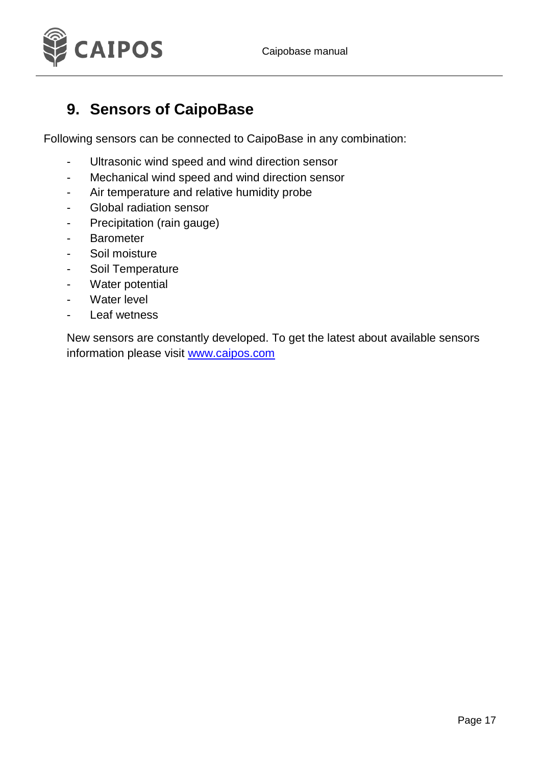## 9. Sensors of CaipoBase

Following sensors can be connected to CaipoBase in any combination:

- Ultrasonic wind speed and wind direction sensor
- Mechanical wind speed and wind direction sensor
- Air temperature and relative humidity probe
- Global radiation sensor
- Precipitation (rain gauge)
- Barometer
- Soil moisture
- Soil Temperature
- Water potential
- Water level
- Leaf wetness

New sensors are constantly developed. To get the latest about available sensors information please visit [www.caipos.com](http://www.caipos.com)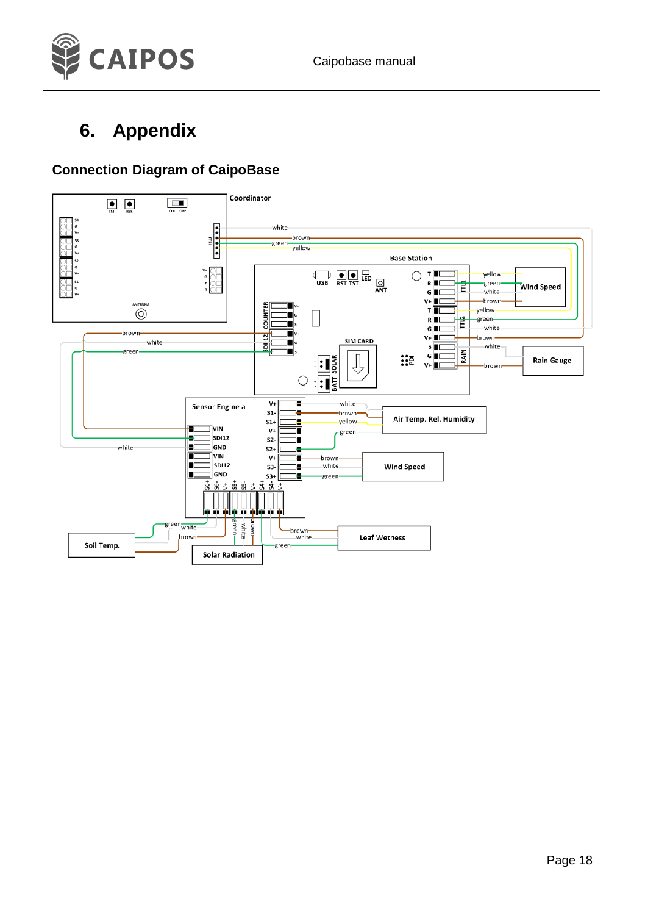# 6. Appendix

## Connection Diagram of CaipoBase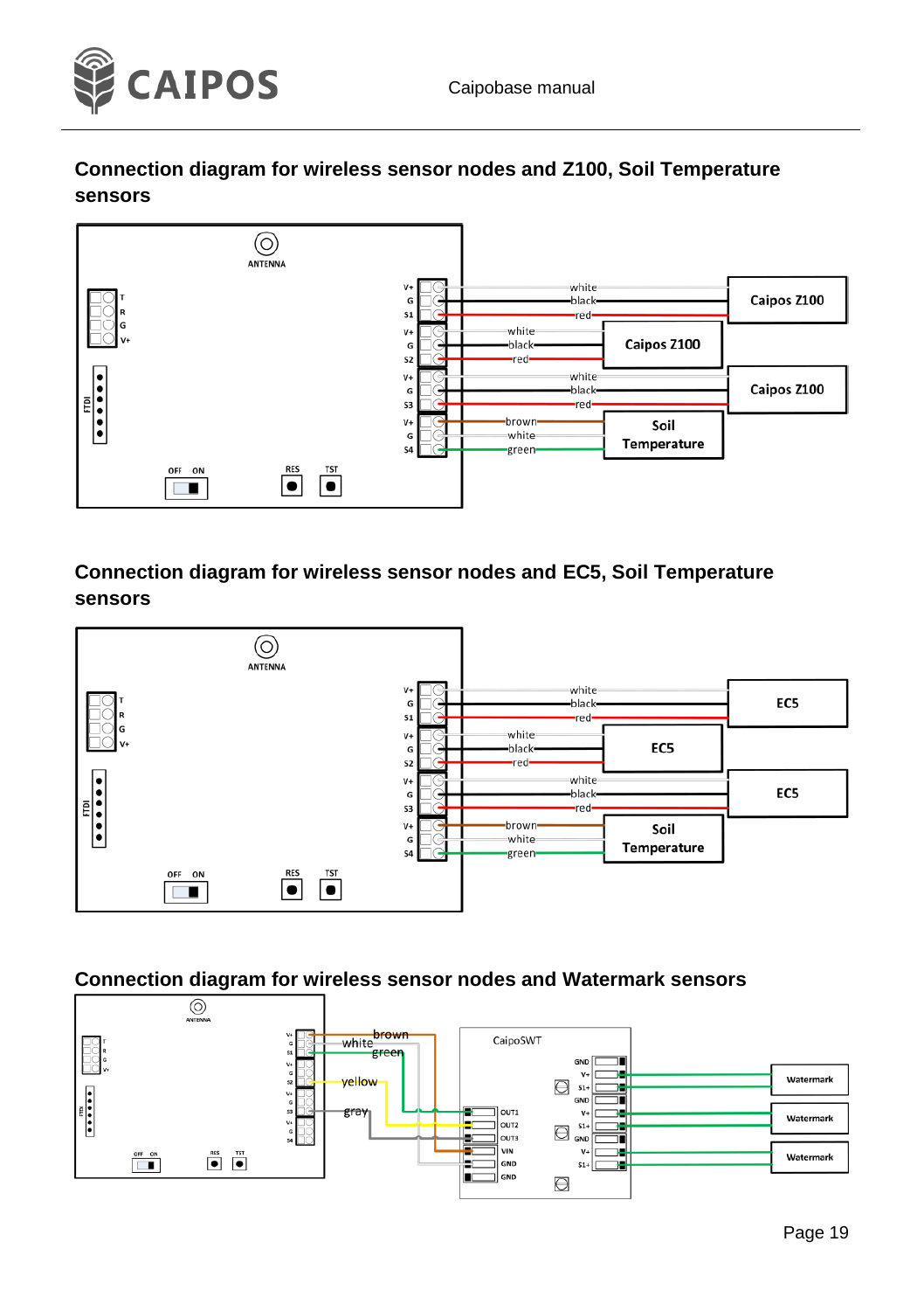## Connection diagram for wireless sensor nodes and Z100, Soil Temperature sensors

ANTENNA

T
R
G
V+

FTDI

OFF ON

RES TST

V+
G
S1
V+
G
S2
V+
G
S3
V+
G
S4

white
black
red
Caipos Z100

white
black
red
Caipos Z100

white
black
red
Caipos Z100

brown
white
green
Soil Temperature

## Connection diagram for wireless sensor nodes and EC5, Soil Temperature sensors

ANTENNA

T
R
G
V+

FTDI

OFF ON

RES TST

V+
G
S1
V+
G
S2
V+
G
S3
V+
G
S4

white
black
red
EC5

white
black
red
EC5

white
black
red
EC5

brown
white
green
Soil Temperature

## Connection diagram for wireless sensor nodes and Watermark sensors

ANTENNA

FTDI

OFF ON

RES TST

brown
white
green
yellow
gray

CaipoSWT

OUT1
OUT2
OUT3
VIN
GND
GND

GND
V+
S1+
GND
V+
S1+
GND
V+
S1+

Watermark
Watermark
Watermark